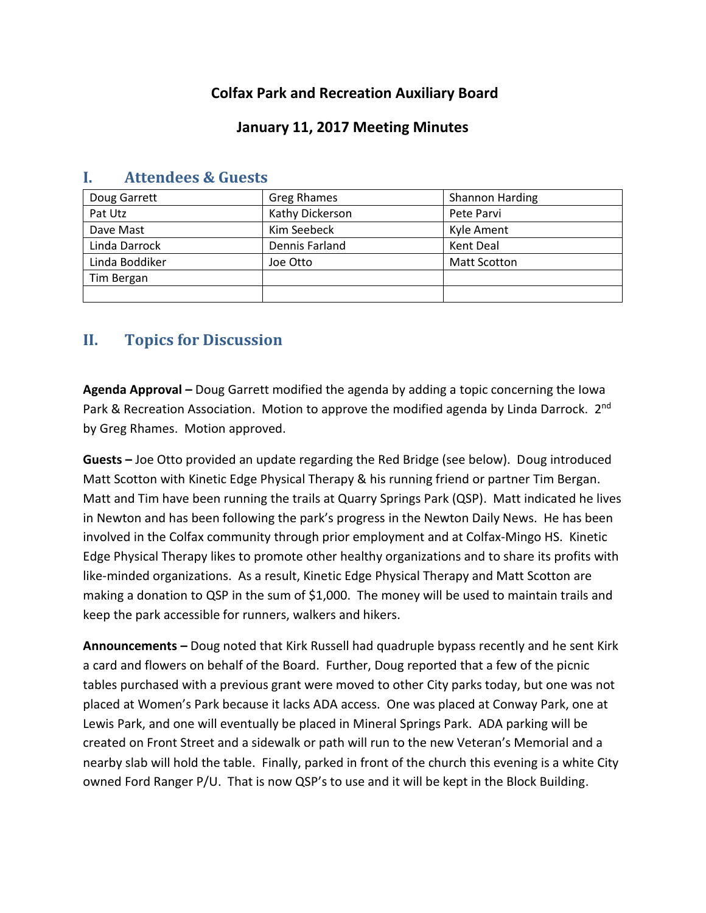# Colfax Park and Recreation Auxiliary Board

## January 11, 2017 Meeting Minutes

## I. Attendees & Guests

| | | |
|---|---|---|
| Doug Garrett | Greg Rhames | Shannon Harding |
| Pat Utz | Kathy Dickerson | Pete Parvi |
| Dave Mast | Kim Seebeck | Kyle Ament |
| Linda Darrock | Dennis Farland | Kent Deal |
| Linda Boddiker | Joe Otto | Matt Scotton |
| Tim Bergan | | |
| | | |

## II. Topics for Discussion

**Agenda Approval –** Doug Garrett modified the agenda by adding a topic concerning the Iowa Park & Recreation Association. Motion to approve the modified agenda by Linda Darrock. 2nd by Greg Rhames. Motion approved.

**Guests –** Joe Otto provided an update regarding the Red Bridge (see below). Doug introduced Matt Scotton with Kinetic Edge Physical Therapy & his running friend or partner Tim Bergan. Matt and Tim have been running the trails at Quarry Springs Park (QSP). Matt indicated he lives in Newton and has been following the park's progress in the Newton Daily News. He has been involved in the Colfax community through prior employment and at Colfax-Mingo HS. Kinetic Edge Physical Therapy likes to promote other healthy organizations and to share its profits with like-minded organizations. As a result, Kinetic Edge Physical Therapy and Matt Scotton are making a donation to QSP in the sum of $1,000. The money will be used to maintain trails and keep the park accessible for runners, walkers and hikers.

**Announcements –** Doug noted that Kirk Russell had quadruple bypass recently and he sent Kirk a card and flowers on behalf of the Board. Further, Doug reported that a few of the picnic tables purchased with a previous grant were moved to other City parks today, but one was not placed at Women's Park because it lacks ADA access. One was placed at Conway Park, one at Lewis Park, and one will eventually be placed in Mineral Springs Park. ADA parking will be created on Front Street and a sidewalk or path will run to the new Veteran's Memorial and a nearby slab will hold the table. Finally, parked in front of the church this evening is a white City owned Ford Ranger P/U. That is now QSP's to use and it will be kept in the Block Building.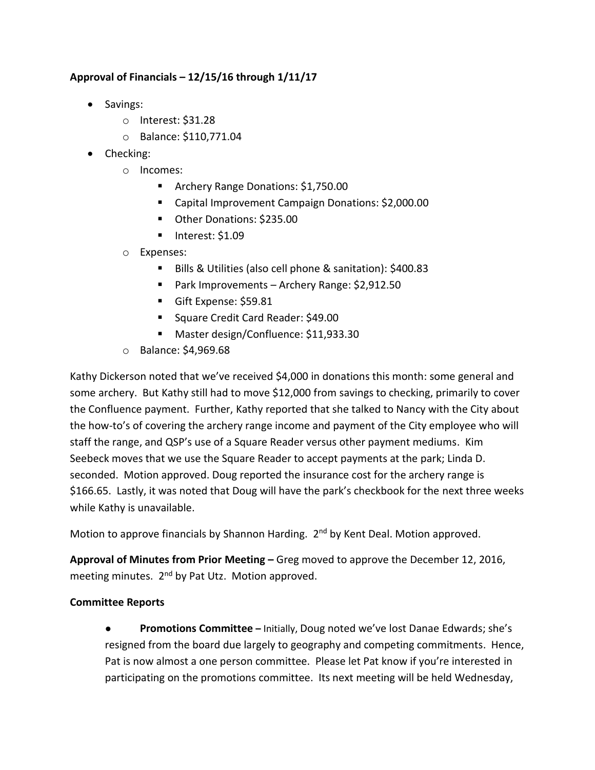**Approval of Financials – 12/15/16 through 1/11/17**

- Savings:
  - Interest: $31.28
  - Balance: $110,771.04
- Checking:
  - Incomes:
    - Archery Range Donations: $1,750.00
    - Capital Improvement Campaign Donations: $2,000.00
    - Other Donations: $235.00
    - Interest: $1.09
  - Expenses:
    - Bills & Utilities (also cell phone & sanitation): $400.83
    - Park Improvements – Archery Range: $2,912.50
    - Gift Expense: $59.81
    - Square Credit Card Reader: $49.00
    - Master design/Confluence: $11,933.30
  - Balance: $4,969.68

Kathy Dickerson noted that we've received $4,000 in donations this month: some general and some archery. But Kathy still had to move $12,000 from savings to checking, primarily to cover the Confluence payment. Further, Kathy reported that she talked to Nancy with the City about the how-to's of covering the archery range income and payment of the City employee who will staff the range, and QSP's use of a Square Reader versus other payment mediums. Kim Seebeck moves that we use the Square Reader to accept payments at the park; Linda D. seconded. Motion approved. Doug reported the insurance cost for the archery range is $166.65. Lastly, it was noted that Doug will have the park's checkbook for the next three weeks while Kathy is unavailable.

Motion to approve financials by Shannon Harding. 2nd by Kent Deal. Motion approved.

**Approval of Minutes from Prior Meeting –** Greg moved to approve the December 12, 2016, meeting minutes. 2nd by Pat Utz. Motion approved.

**Committee Reports**

- **Promotions Committee –** Initially, Doug noted we've lost Danae Edwards; she's resigned from the board due largely to geography and competing commitments. Hence, Pat is now almost a one person committee. Please let Pat know if you're interested in participating on the promotions committee. Its next meeting will be held Wednesday,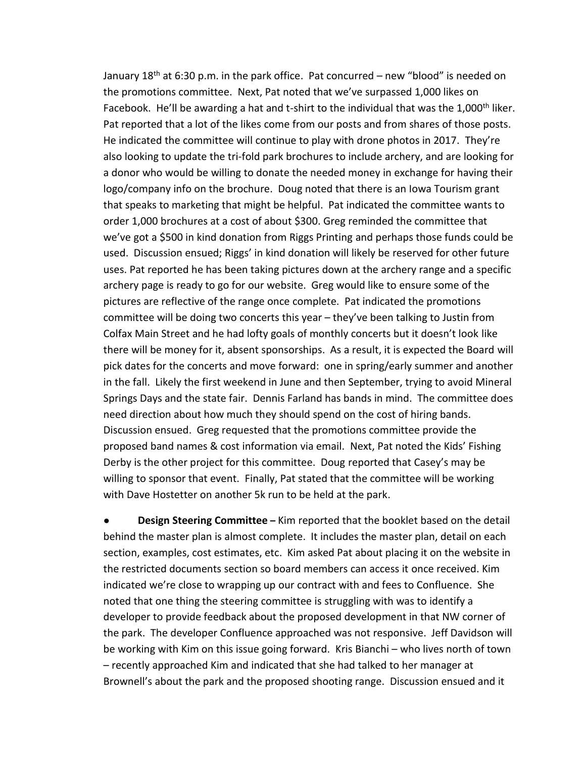January 18th at 6:30 p.m. in the park office. Pat concurred – new "blood" is needed on the promotions committee. Next, Pat noted that we've surpassed 1,000 likes on Facebook. He'll be awarding a hat and t-shirt to the individual that was the 1,000th liker. Pat reported that a lot of the likes come from our posts and from shares of those posts. He indicated the committee will continue to play with drone photos in 2017. They're also looking to update the tri-fold park brochures to include archery, and are looking for a donor who would be willing to donate the needed money in exchange for having their logo/company info on the brochure. Doug noted that there is an Iowa Tourism grant that speaks to marketing that might be helpful. Pat indicated the committee wants to order 1,000 brochures at a cost of about $300. Greg reminded the committee that we've got a $500 in kind donation from Riggs Printing and perhaps those funds could be used. Discussion ensued; Riggs' in kind donation will likely be reserved for other future uses. Pat reported he has been taking pictures down at the archery range and a specific archery page is ready to go for our website. Greg would like to ensure some of the pictures are reflective of the range once complete. Pat indicated the promotions committee will be doing two concerts this year – they've been talking to Justin from Colfax Main Street and he had lofty goals of monthly concerts but it doesn't look like there will be money for it, absent sponsorships. As a result, it is expected the Board will pick dates for the concerts and move forward: one in spring/early summer and another in the fall. Likely the first weekend in June and then September, trying to avoid Mineral Springs Days and the state fair. Dennis Farland has bands in mind. The committee does need direction about how much they should spend on the cost of hiring bands. Discussion ensued. Greg requested that the promotions committee provide the proposed band names & cost information via email. Next, Pat noted the Kids' Fishing Derby is the other project for this committee. Doug reported that Casey's may be willing to sponsor that event. Finally, Pat stated that the committee will be working with Dave Hostetter on another 5k run to be held at the park.

- **Design Steering Committee –** Kim reported that the booklet based on the detail behind the master plan is almost complete. It includes the master plan, detail on each section, examples, cost estimates, etc. Kim asked Pat about placing it on the website in the restricted documents section so board members can access it once received. Kim indicated we're close to wrapping up our contract with and fees to Confluence. She noted that one thing the steering committee is struggling with was to identify a developer to provide feedback about the proposed development in that NW corner of the park. The developer Confluence approached was not responsive. Jeff Davidson will be working with Kim on this issue going forward. Kris Bianchi – who lives north of town – recently approached Kim and indicated that she had talked to her manager at Brownell's about the park and the proposed shooting range. Discussion ensued and it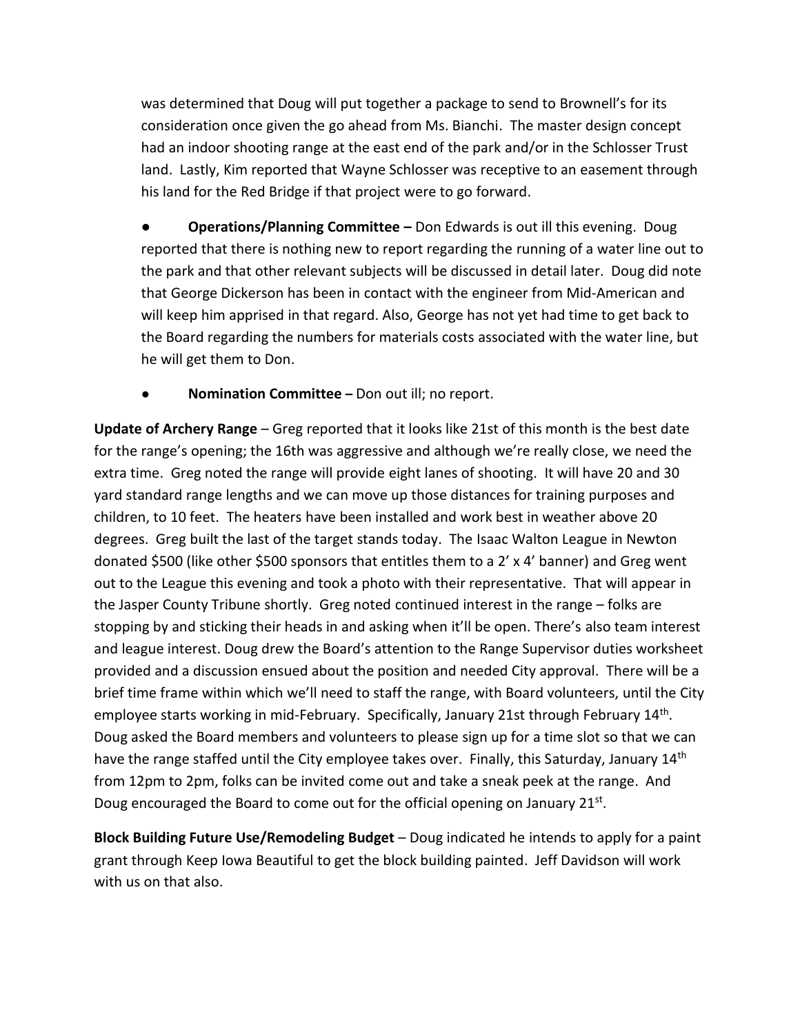was determined that Doug will put together a package to send to Brownell's for its consideration once given the go ahead from Ms. Bianchi. The master design concept had an indoor shooting range at the east end of the park and/or in the Schlosser Trust land. Lastly, Kim reported that Wayne Schlosser was receptive to an easement through his land for the Red Bridge if that project were to go forward.

- **Operations/Planning Committee –** Don Edwards is out ill this evening. Doug reported that there is nothing new to report regarding the running of a water line out to the park and that other relevant subjects will be discussed in detail later. Doug did note that George Dickerson has been in contact with the engineer from Mid-American and will keep him apprised in that regard. Also, George has not yet had time to get back to the Board regarding the numbers for materials costs associated with the water line, but he will get them to Don.

- **Nomination Committee –** Don out ill; no report.

**Update of Archery Range** – Greg reported that it looks like 21st of this month is the best date for the range's opening; the 16th was aggressive and although we're really close, we need the extra time. Greg noted the range will provide eight lanes of shooting. It will have 20 and 30 yard standard range lengths and we can move up those distances for training purposes and children, to 10 feet. The heaters have been installed and work best in weather above 20 degrees. Greg built the last of the target stands today. The Isaac Walton League in Newton donated $500 (like other $500 sponsors that entitles them to a 2' x 4' banner) and Greg went out to the League this evening and took a photo with their representative. That will appear in the Jasper County Tribune shortly. Greg noted continued interest in the range – folks are stopping by and sticking their heads in and asking when it'll be open. There's also team interest and league interest. Doug drew the Board's attention to the Range Supervisor duties worksheet provided and a discussion ensued about the position and needed City approval. There will be a brief time frame within which we'll need to staff the range, with Board volunteers, until the City employee starts working in mid-February. Specifically, January 21st through February 14th. Doug asked the Board members and volunteers to please sign up for a time slot so that we can have the range staffed until the City employee takes over. Finally, this Saturday, January 14th from 12pm to 2pm, folks can be invited come out and take a sneak peek at the range. And Doug encouraged the Board to come out for the official opening on January 21st.

**Block Building Future Use/Remodeling Budget** – Doug indicated he intends to apply for a paint grant through Keep Iowa Beautiful to get the block building painted. Jeff Davidson will work with us on that also.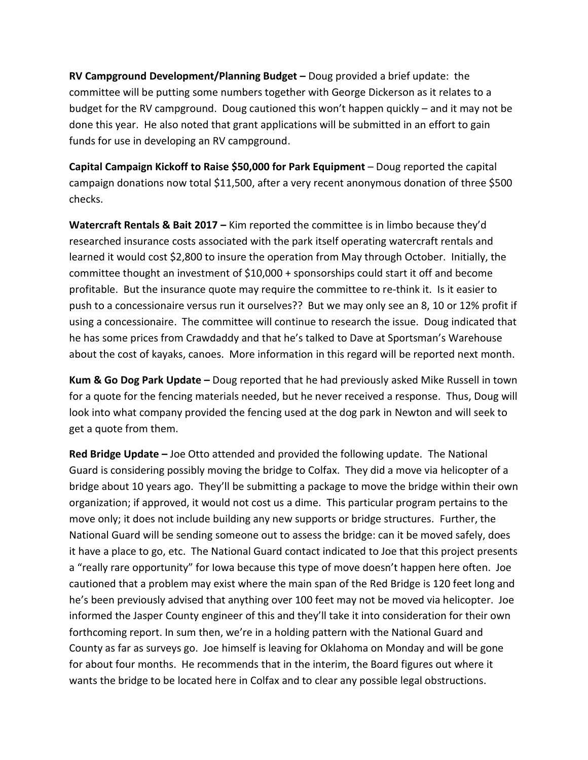**RV Campground Development/Planning Budget –** Doug provided a brief update: the committee will be putting some numbers together with George Dickerson as it relates to a budget for the RV campground. Doug cautioned this won't happen quickly – and it may not be done this year. He also noted that grant applications will be submitted in an effort to gain funds for use in developing an RV campground.

**Capital Campaign Kickoff to Raise $50,000 for Park Equipment** – Doug reported the capital campaign donations now total $11,500, after a very recent anonymous donation of three $500 checks.

**Watercraft Rentals & Bait 2017 –** Kim reported the committee is in limbo because they'd researched insurance costs associated with the park itself operating watercraft rentals and learned it would cost $2,800 to insure the operation from May through October. Initially, the committee thought an investment of $10,000 + sponsorships could start it off and become profitable. But the insurance quote may require the committee to re-think it. Is it easier to push to a concessionaire versus run it ourselves?? But we may only see an 8, 10 or 12% profit if using a concessionaire. The committee will continue to research the issue. Doug indicated that he has some prices from Crawdaddy and that he's talked to Dave at Sportsman's Warehouse about the cost of kayaks, canoes. More information in this regard will be reported next month.

**Kum & Go Dog Park Update –** Doug reported that he had previously asked Mike Russell in town for a quote for the fencing materials needed, but he never received a response. Thus, Doug will look into what company provided the fencing used at the dog park in Newton and will seek to get a quote from them.

**Red Bridge Update –** Joe Otto attended and provided the following update. The National Guard is considering possibly moving the bridge to Colfax. They did a move via helicopter of a bridge about 10 years ago. They'll be submitting a package to move the bridge within their own organization; if approved, it would not cost us a dime. This particular program pertains to the move only; it does not include building any new supports or bridge structures. Further, the National Guard will be sending someone out to assess the bridge: can it be moved safely, does it have a place to go, etc. The National Guard contact indicated to Joe that this project presents a "really rare opportunity" for Iowa because this type of move doesn't happen here often. Joe cautioned that a problem may exist where the main span of the Red Bridge is 120 feet long and he's been previously advised that anything over 100 feet may not be moved via helicopter. Joe informed the Jasper County engineer of this and they'll take it into consideration for their own forthcoming report. In sum then, we're in a holding pattern with the National Guard and County as far as surveys go. Joe himself is leaving for Oklahoma on Monday and will be gone for about four months. He recommends that in the interim, the Board figures out where it wants the bridge to be located here in Colfax and to clear any possible legal obstructions.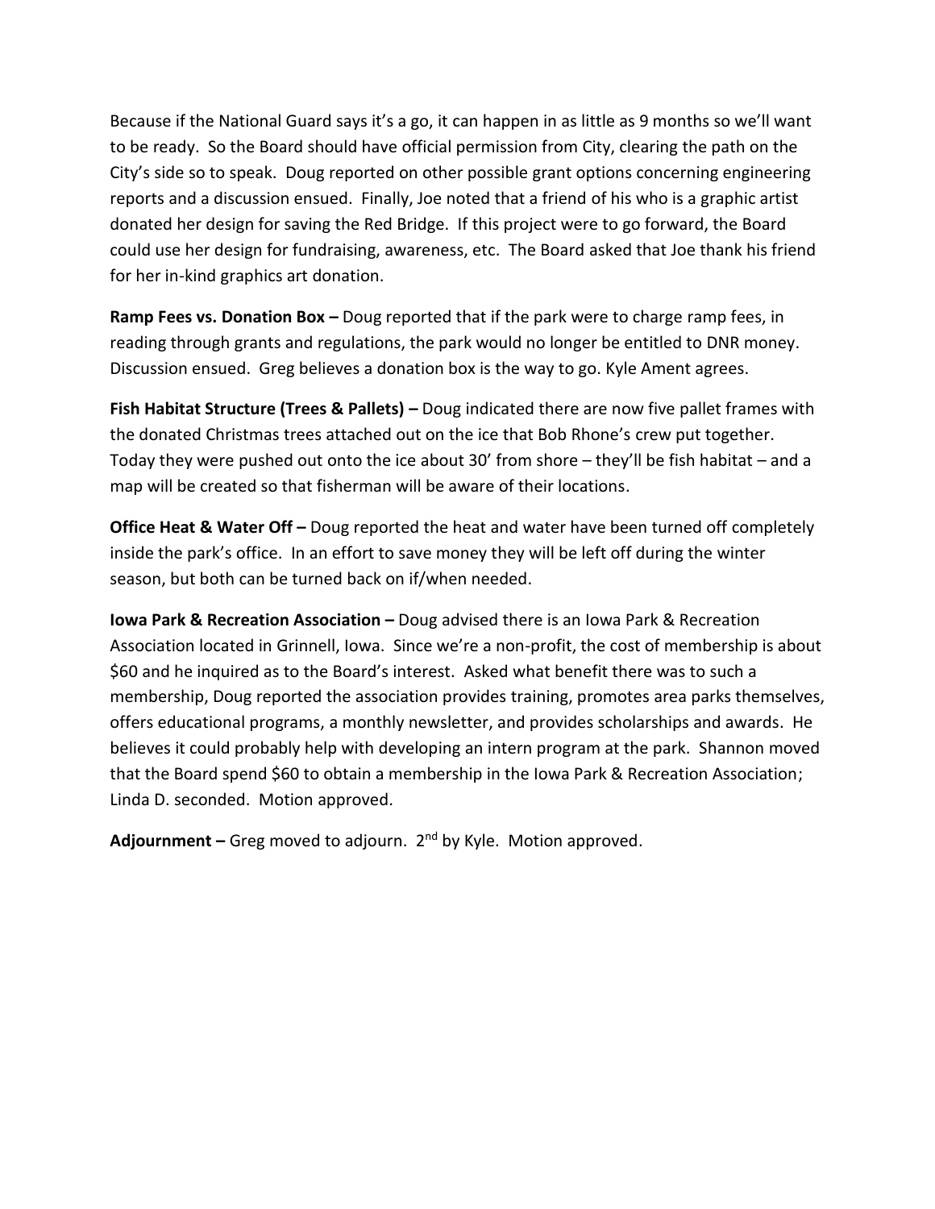Because if the National Guard says it's a go, it can happen in as little as 9 months so we'll want to be ready. So the Board should have official permission from City, clearing the path on the City's side so to speak. Doug reported on other possible grant options concerning engineering reports and a discussion ensued. Finally, Joe noted that a friend of his who is a graphic artist donated her design for saving the Red Bridge. If this project were to go forward, the Board could use her design for fundraising, awareness, etc. The Board asked that Joe thank his friend for her in-kind graphics art donation.

**Ramp Fees vs. Donation Box –** Doug reported that if the park were to charge ramp fees, in reading through grants and regulations, the park would no longer be entitled to DNR money. Discussion ensued. Greg believes a donation box is the way to go. Kyle Ament agrees.

**Fish Habitat Structure (Trees & Pallets) –** Doug indicated there are now five pallet frames with the donated Christmas trees attached out on the ice that Bob Rhone's crew put together. Today they were pushed out onto the ice about 30' from shore – they'll be fish habitat – and a map will be created so that fisherman will be aware of their locations.

**Office Heat & Water Off –** Doug reported the heat and water have been turned off completely inside the park's office. In an effort to save money they will be left off during the winter season, but both can be turned back on if/when needed.

**Iowa Park & Recreation Association –** Doug advised there is an Iowa Park & Recreation Association located in Grinnell, Iowa. Since we're a non-profit, the cost of membership is about $60 and he inquired as to the Board's interest. Asked what benefit there was to such a membership, Doug reported the association provides training, promotes area parks themselves, offers educational programs, a monthly newsletter, and provides scholarships and awards. He believes it could probably help with developing an intern program at the park. Shannon moved that the Board spend $60 to obtain a membership in the Iowa Park & Recreation Association; Linda D. seconded. Motion approved.

**Adjournment –** Greg moved to adjourn. 2nd by Kyle. Motion approved.